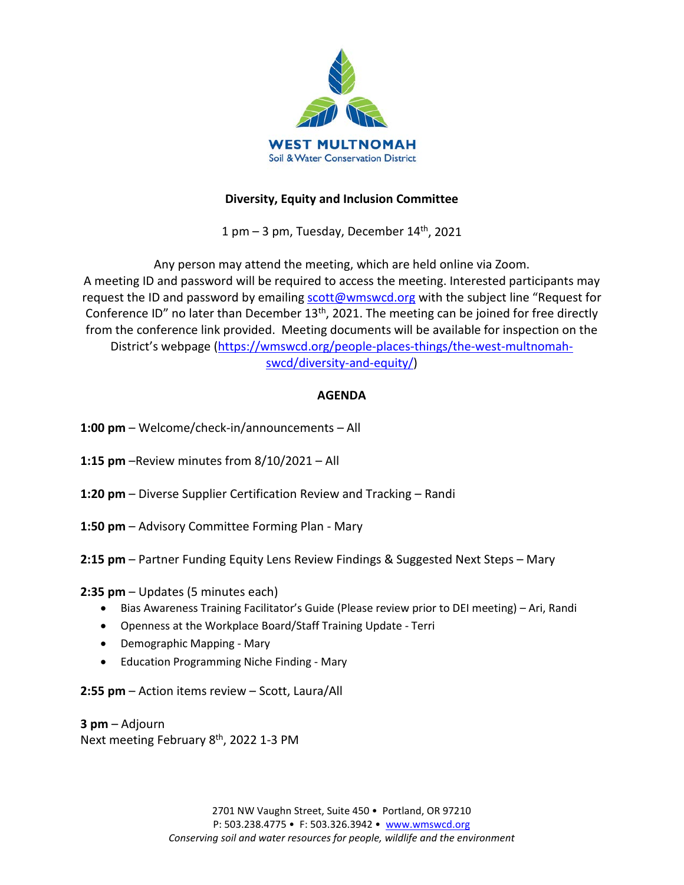WEST MULTNOMAH
Soil & Water Conservation District

## Diversity, Equity and Inclusion Committee

1 pm – 3 pm, Tuesday, December 14th, 2021

Any person may attend the meeting, which are held online via Zoom.
A meeting ID and password will be required to access the meeting. Interested participants may request the ID and password by emailing scott@wmswcd.org with the subject line "Request for Conference ID" no later than December 13th, 2021. The meeting can be joined for free directly from the conference link provided. Meeting documents will be available for inspection on the District's webpage (https://wmswcd.org/people-places-things/the-west-multnomah-swcd/diversity-and-equity/)

### AGENDA

**1:00 pm** – Welcome/check-in/announcements – All

**1:15 pm** –Review minutes from 8/10/2021 – All

**1:20 pm** – Diverse Supplier Certification Review and Tracking – Randi

**1:50 pm** – Advisory Committee Forming Plan - Mary

**2:15 pm** – Partner Funding Equity Lens Review Findings & Suggested Next Steps – Mary

**2:35 pm** – Updates (5 minutes each)

- Bias Awareness Training Facilitator's Guide (Please review prior to DEI meeting) – Ari, Randi
- Openness at the Workplace Board/Staff Training Update - Terri
- Demographic Mapping - Mary
- Education Programming Niche Finding - Mary

**2:55 pm** – Action items review – Scott, Laura/All

**3 pm** – Adjourn
Next meeting February 8th, 2022 1-3 PM

2701 NW Vaughn Street, Suite 450 • Portland, OR 97210
P: 503.238.4775 • F: 503.326.3942 • www.wmswcd.org
*Conserving soil and water resources for people, wildlife and the environment*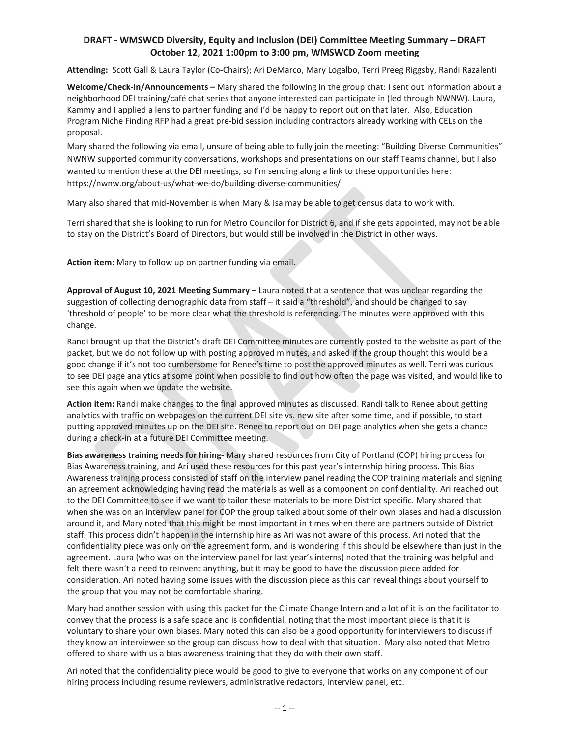# DRAFT - WMSWCD Diversity, Equity and Inclusion (DEI) Committee Meeting Summary – DRAFT
## October 12, 2021 1:00pm to 3:00 pm, WMSWCD Zoom meeting

**Attending:** Scott Gall & Laura Taylor (Co-Chairs); Ari DeMarco, Mary Logalbo, Terri Preeg Riggsby, Randi Razalenti

**Welcome/Check-In/Announcements –** Mary shared the following in the group chat: I sent out information about a neighborhood DEI training/café chat series that anyone interested can participate in (led through NWNW). Laura, Kammy and I applied a lens to partner funding and I'd be happy to report out on that later. Also, Education Program Niche Finding RFP had a great pre-bid session including contractors already working with CELs on the proposal.

Mary shared the following via email, unsure of being able to fully join the meeting: "Building Diverse Communities" NWNW supported community conversations, workshops and presentations on our staff Teams channel, but I also wanted to mention these at the DEI meetings, so I'm sending along a link to these opportunities here: https://nwnw.org/about-us/what-we-do/building-diverse-communities/

Mary also shared that mid-November is when Mary & Isa may be able to get census data to work with.

Terri shared that she is looking to run for Metro Councilor for District 6, and if she gets appointed, may not be able to stay on the District's Board of Directors, but would still be involved in the District in other ways.

**Action item:** Mary to follow up on partner funding via email.

**Approval of August 10, 2021 Meeting Summary** – Laura noted that a sentence that was unclear regarding the suggestion of collecting demographic data from staff – it said a "threshold", and should be changed to say 'threshold of people' to be more clear what the threshold is referencing. The minutes were approved with this change.

Randi brought up that the District's draft DEI Committee minutes are currently posted to the website as part of the packet, but we do not follow up with posting approved minutes, and asked if the group thought this would be a good change if it's not too cumbersome for Renee's time to post the approved minutes as well. Terri was curious to see DEI page analytics at some point when possible to find out how often the page was visited, and would like to see this again when we update the website.

**Action item:** Randi make changes to the final approved minutes as discussed. Randi talk to Renee about getting analytics with traffic on webpages on the current DEI site vs. new site after some time, and if possible, to start putting approved minutes up on the DEI site. Renee to report out on DEI page analytics when she gets a chance during a check-in at a future DEI Committee meeting.

**Bias awareness training needs for hiring-** Mary shared resources from City of Portland (COP) hiring process for Bias Awareness training, and Ari used these resources for this past year's internship hiring process. This Bias Awareness training process consisted of staff on the interview panel reading the COP training materials and signing an agreement acknowledging having read the materials as well as a component on confidentiality. Ari reached out to the DEI Committee to see if we want to tailor these materials to be more District specific. Mary shared that when she was on an interview panel for COP the group talked about some of their own biases and had a discussion around it, and Mary noted that this might be most important in times when there are partners outside of District staff. This process didn't happen in the internship hire as Ari was not aware of this process. Ari noted that the confidentiality piece was only on the agreement form, and is wondering if this should be elsewhere than just in the agreement. Laura (who was on the interview panel for last year's interns) noted that the training was helpful and felt there wasn't a need to reinvent anything, but it may be good to have the discussion piece added for consideration. Ari noted having some issues with the discussion piece as this can reveal things about yourself to the group that you may not be comfortable sharing.

Mary had another session with using this packet for the Climate Change Intern and a lot of it is on the facilitator to convey that the process is a safe space and is confidential, noting that the most important piece is that it is voluntary to share your own biases. Mary noted this can also be a good opportunity for interviewers to discuss if they know an interviewee so the group can discuss how to deal with that situation. Mary also noted that Metro offered to share with us a bias awareness training that they do with their own staff.

Ari noted that the confidentiality piece would be good to give to everyone that works on any component of our hiring process including resume reviewers, administrative redactors, interview panel, etc.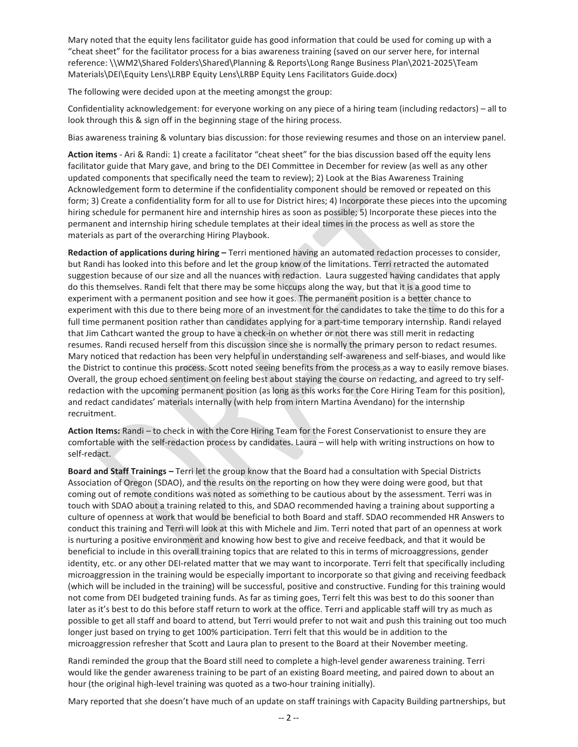Mary noted that the equity lens facilitator guide has good information that could be used for coming up with a "cheat sheet" for the facilitator process for a bias awareness training (saved on our server here, for internal reference: \\WM2\Shared Folders\Shared\Planning & Reports\Long Range Business Plan\2021-2025\Team Materials\DEI\Equity Lens\LRBP Equity Lens\LRBP Equity Lens Facilitators Guide.docx)

The following were decided upon at the meeting amongst the group:

Confidentiality acknowledgement: for everyone working on any piece of a hiring team (including redactors) – all to look through this & sign off in the beginning stage of the hiring process.

Bias awareness training & voluntary bias discussion: for those reviewing resumes and those on an interview panel.

**Action items** - Ari & Randi: 1) create a facilitator "cheat sheet" for the bias discussion based off the equity lens facilitator guide that Mary gave, and bring to the DEI Committee in December for review (as well as any other updated components that specifically need the team to review); 2) Look at the Bias Awareness Training Acknowledgement form to determine if the confidentiality component should be removed or repeated on this form; 3) Create a confidentiality form for all to use for District hires; 4) Incorporate these pieces into the upcoming hiring schedule for permanent hire and internship hires as soon as possible; 5) Incorporate these pieces into the permanent and internship hiring schedule templates at their ideal times in the process as well as store the materials as part of the overarching Hiring Playbook.

**Redaction of applications during hiring –** Terri mentioned having an automated redaction processes to consider, but Randi has looked into this before and let the group know of the limitations. Terri retracted the automated suggestion because of our size and all the nuances with redaction. Laura suggested having candidates that apply do this themselves. Randi felt that there may be some hiccups along the way, but that it is a good time to experiment with a permanent position and see how it goes. The permanent position is a better chance to experiment with this due to there being more of an investment for the candidates to take the time to do this for a full time permanent position rather than candidates applying for a part-time temporary internship. Randi relayed that Jim Cathcart wanted the group to have a check-in on whether or not there was still merit in redacting resumes. Randi recused herself from this discussion since she is normally the primary person to redact resumes. Mary noticed that redaction has been very helpful in understanding self-awareness and self-biases, and would like the District to continue this process. Scott noted seeing benefits from the process as a way to easily remove biases. Overall, the group echoed sentiment on feeling best about staying the course on redacting, and agreed to try self-redaction with the upcoming permanent position (as long as this works for the Core Hiring Team for this position), and redact candidates' materials internally (with help from intern Martina Avendano) for the internship recruitment.

**Action Items:** Randi – to check in with the Core Hiring Team for the Forest Conservationist to ensure they are comfortable with the self-redaction process by candidates. Laura – will help with writing instructions on how to self-redact.

**Board and Staff Trainings –** Terri let the group know that the Board had a consultation with Special Districts Association of Oregon (SDAO), and the results on the reporting on how they were doing were good, but that coming out of remote conditions was noted as something to be cautious about by the assessment. Terri was in touch with SDAO about a training related to this, and SDAO recommended having a training about supporting a culture of openness at work that would be beneficial to both Board and staff. SDAO recommended HR Answers to conduct this training and Terri will look at this with Michele and Jim. Terri noted that part of an openness at work is nurturing a positive environment and knowing how best to give and receive feedback, and that it would be beneficial to include in this overall training topics that are related to this in terms of microaggressions, gender identity, etc. or any other DEI-related matter that we may want to incorporate. Terri felt that specifically including microaggression in the training would be especially important to incorporate so that giving and receiving feedback (which will be included in the training) will be successful, positive and constructive. Funding for this training would not come from DEI budgeted training funds. As far as timing goes, Terri felt this was best to do this sooner than later as it's best to do this before staff return to work at the office. Terri and applicable staff will try as much as possible to get all staff and board to attend, but Terri would prefer to not wait and push this training out too much longer just based on trying to get 100% participation. Terri felt that this would be in addition to the microaggression refresher that Scott and Laura plan to present to the Board at their November meeting.

Randi reminded the group that the Board still need to complete a high-level gender awareness training. Terri would like the gender awareness training to be part of an existing Board meeting, and paired down to about an hour (the original high-level training was quoted as a two-hour training initially).

Mary reported that she doesn't have much of an update on staff trainings with Capacity Building partnerships, but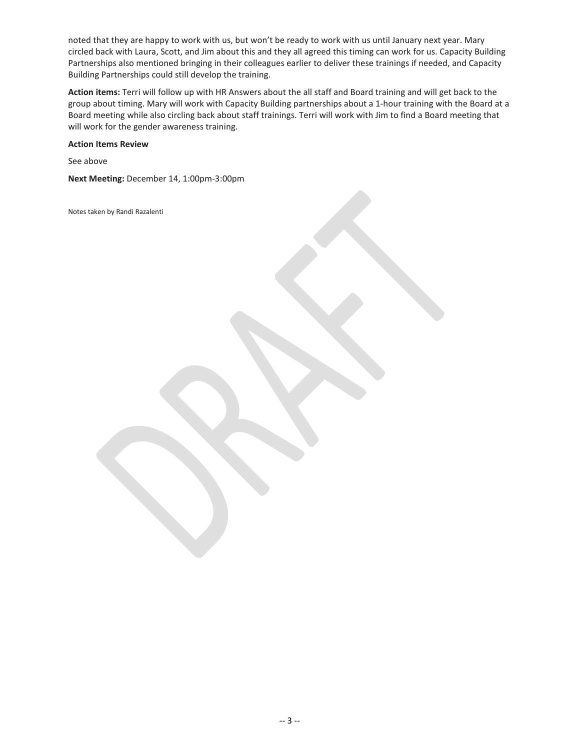noted that they are happy to work with us, but won't be ready to work with us until January next year. Mary circled back with Laura, Scott, and Jim about this and they all agreed this timing can work for us. Capacity Building Partnerships also mentioned bringing in their colleagues earlier to deliver these trainings if needed, and Capacity Building Partnerships could still develop the training.

**Action items:** Terri will follow up with HR Answers about the all staff and Board training and will get back to the group about timing. Mary will work with Capacity Building partnerships about a 1-hour training with the Board at a Board meeting while also circling back about staff trainings. Terri will work with Jim to find a Board meeting that will work for the gender awareness training.

**Action Items Review**

See above

**Next Meeting:** December 14, 1:00pm-3:00pm

Notes taken by Randi Razalenti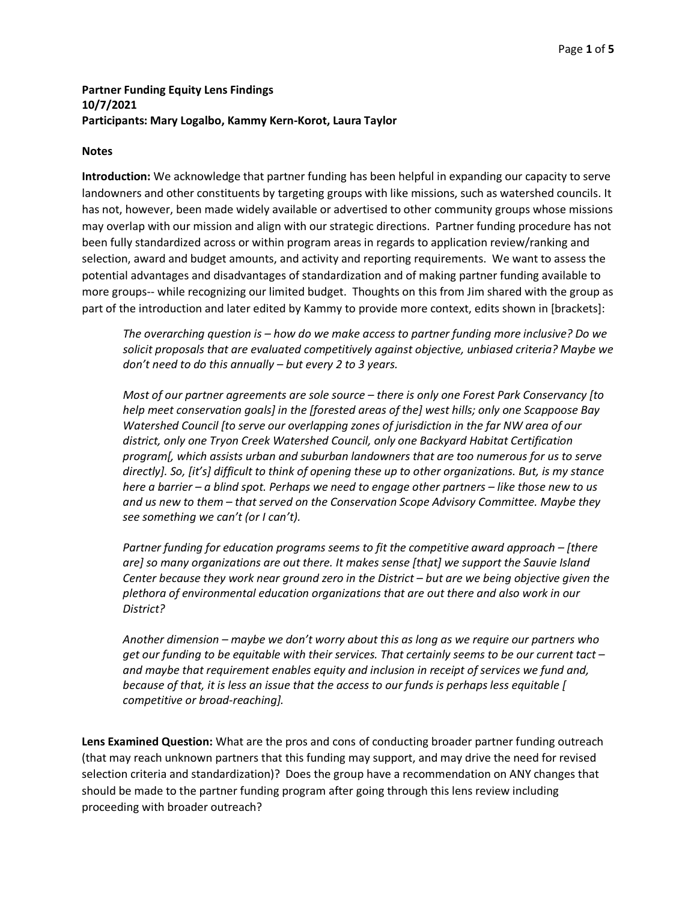**Partner Funding Equity Lens Findings**
**10/7/2021**
**Participants: Mary Logalbo, Kammy Kern-Korot, Laura Taylor**

**Notes**

**Introduction:** We acknowledge that partner funding has been helpful in expanding our capacity to serve landowners and other constituents by targeting groups with like missions, such as watershed councils. It has not, however, been made widely available or advertised to other community groups whose missions may overlap with our mission and align with our strategic directions. Partner funding procedure has not been fully standardized across or within program areas in regards to application review/ranking and selection, award and budget amounts, and activity and reporting requirements. We want to assess the potential advantages and disadvantages of standardization and of making partner funding available to more groups-- while recognizing our limited budget. Thoughts on this from Jim shared with the group as part of the introduction and later edited by Kammy to provide more context, edits shown in [brackets]:

> *The overarching question is – how do we make access to partner funding more inclusive? Do we solicit proposals that are evaluated competitively against objective, unbiased criteria? Maybe we don't need to do this annually – but every 2 to 3 years.*
>
> *Most of our partner agreements are sole source – there is only one Forest Park Conservancy [to help meet conservation goals] in the [forested areas of the] west hills; only one Scappoose Bay Watershed Council [to serve our overlapping zones of jurisdiction in the far NW area of our district, only one Tryon Creek Watershed Council, only one Backyard Habitat Certification program[, which assists urban and suburban landowners that are too numerous for us to serve directly]. So, [it's] difficult to think of opening these up to other organizations. But, is my stance here a barrier – a blind spot. Perhaps we need to engage other partners – like those new to us and us new to them – that served on the Conservation Scope Advisory Committee. Maybe they see something we can't (or I can't).*
>
> *Partner funding for education programs seems to fit the competitive award approach – [there are] so many organizations are out there. It makes sense [that] we support the Sauvie Island Center because they work near ground zero in the District – but are we being objective given the plethora of environmental education organizations that are out there and also work in our District?*
>
> *Another dimension – maybe we don't worry about this as long as we require our partners who get our funding to be equitable with their services. That certainly seems to be our current tact – and maybe that requirement enables equity and inclusion in receipt of services we fund and, because of that, it is less an issue that the access to our funds is perhaps less equitable [ competitive or broad-reaching].*

**Lens Examined Question:** What are the pros and cons of conducting broader partner funding outreach (that may reach unknown partners that this funding may support, and may drive the need for revised selection criteria and standardization)? Does the group have a recommendation on ANY changes that should be made to the partner funding program after going through this lens review including proceeding with broader outreach?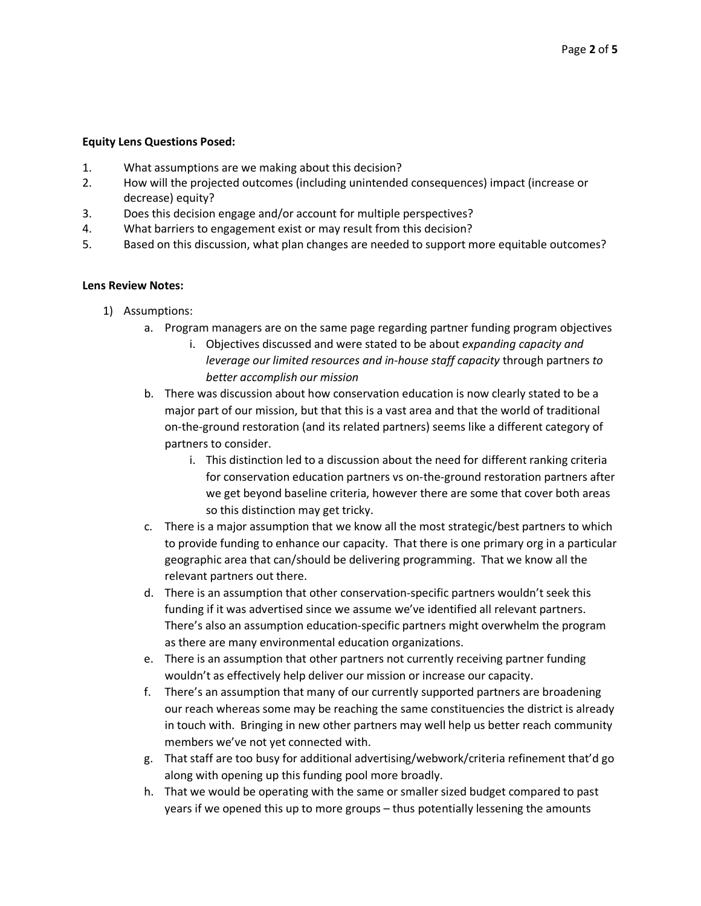**Equity Lens Questions Posed:**

1. What assumptions are we making about this decision?
2. How will the projected outcomes (including unintended consequences) impact (increase or decrease) equity?
3. Does this decision engage and/or account for multiple perspectives?
4. What barriers to engagement exist or may result from this decision?
5. Based on this discussion, what plan changes are needed to support more equitable outcomes?

**Lens Review Notes:**

1) Assumptions:
   a. Program managers are on the same page regarding partner funding program objectives
      i. Objectives discussed and were stated to be about *expanding capacity and leverage our limited resources and in-house staff capacity* through partners *to better accomplish our mission*
   b. There was discussion about how conservation education is now clearly stated to be a major part of our mission, but that this is a vast area and that the world of traditional on-the-ground restoration (and its related partners) seems like a different category of partners to consider.
      i. This distinction led to a discussion about the need for different ranking criteria for conservation education partners vs on-the-ground restoration partners after we get beyond baseline criteria, however there are some that cover both areas so this distinction may get tricky.
   c. There is a major assumption that we know all the most strategic/best partners to which to provide funding to enhance our capacity. That there is one primary org in a particular geographic area that can/should be delivering programming. That we know all the relevant partners out there.
   d. There is an assumption that other conservation-specific partners wouldn't seek this funding if it was advertised since we assume we've identified all relevant partners. There's also an assumption education-specific partners might overwhelm the program as there are many environmental education organizations.
   e. There is an assumption that other partners not currently receiving partner funding wouldn't as effectively help deliver our mission or increase our capacity.
   f. There's an assumption that many of our currently supported partners are broadening our reach whereas some may be reaching the same constituencies the district is already in touch with. Bringing in new other partners may well help us better reach community members we've not yet connected with.
   g. That staff are too busy for additional advertising/webwork/criteria refinement that'd go along with opening up this funding pool more broadly.
   h. That we would be operating with the same or smaller sized budget compared to past years if we opened this up to more groups – thus potentially lessening the amounts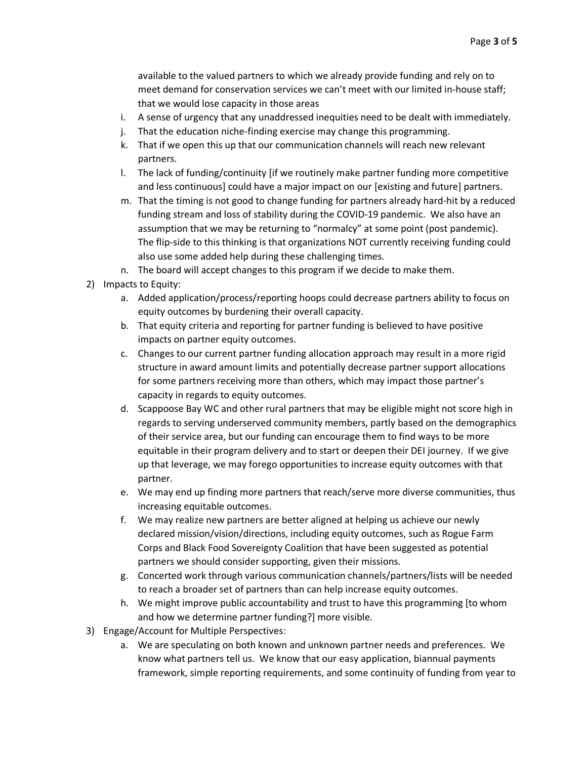available to the valued partners to which we already provide funding and rely on to meet demand for conservation services we can't meet with our limited in-house staff; that we would lose capacity in those areas

i. A sense of urgency that any unaddressed inequities need to be dealt with immediately.
j. That the education niche-finding exercise may change this programming.
k. That if we open this up that our communication channels will reach new relevant partners.
l. The lack of funding/continuity [if we routinely make partner funding more competitive and less continuous] could have a major impact on our [existing and future] partners.
m. That the timing is not good to change funding for partners already hard-hit by a reduced funding stream and loss of stability during the COVID-19 pandemic. We also have an assumption that we may be returning to "normalcy" at some point (post pandemic). The flip-side to this thinking is that organizations NOT currently receiving funding could also use some added help during these challenging times.
n. The board will accept changes to this program if we decide to make them.

2) Impacts to Equity:
   a. Added application/process/reporting hoops could decrease partners ability to focus on equity outcomes by burdening their overall capacity.
   b. That equity criteria and reporting for partner funding is believed to have positive impacts on partner equity outcomes.
   c. Changes to our current partner funding allocation approach may result in a more rigid structure in award amount limits and potentially decrease partner support allocations for some partners receiving more than others, which may impact those partner's capacity in regards to equity outcomes.
   d. Scappoose Bay WC and other rural partners that may be eligible might not score high in regards to serving underserved community members, partly based on the demographics of their service area, but our funding can encourage them to find ways to be more equitable in their program delivery and to start or deepen their DEI journey. If we give up that leverage, we may forego opportunities to increase equity outcomes with that partner.
   e. We may end up finding more partners that reach/serve more diverse communities, thus increasing equitable outcomes.
   f. We may realize new partners are better aligned at helping us achieve our newly declared mission/vision/directions, including equity outcomes, such as Rogue Farm Corps and Black Food Sovereignty Coalition that have been suggested as potential partners we should consider supporting, given their missions.
   g. Concerted work through various communication channels/partners/lists will be needed to reach a broader set of partners than can help increase equity outcomes.
   h. We might improve public accountability and trust to have this programming [to whom and how we determine partner funding?] more visible.

3) Engage/Account for Multiple Perspectives:
   a. We are speculating on both known and unknown partner needs and preferences. We know what partners tell us. We know that our easy application, biannual payments framework, simple reporting requirements, and some continuity of funding from year to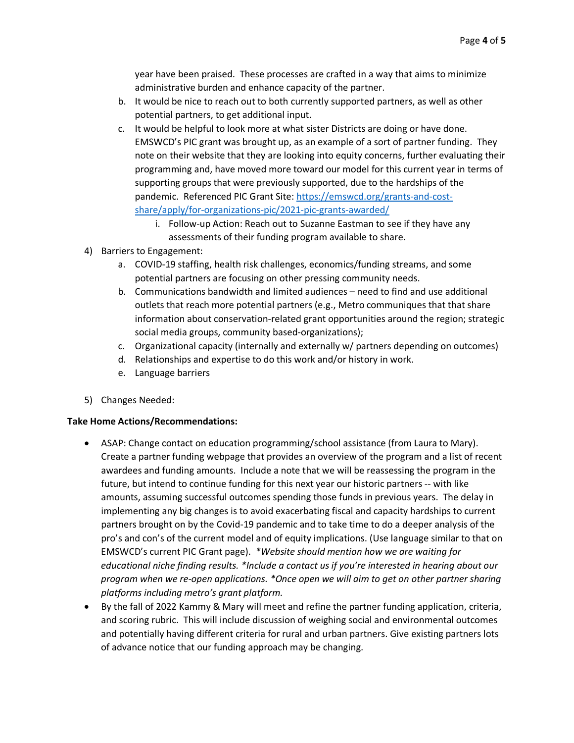year have been praised. These processes are crafted in a way that aims to minimize administrative burden and enhance capacity of the partner.

   b. It would be nice to reach out to both currently supported partners, as well as other potential partners, to get additional input.
   c. It would be helpful to look more at what sister Districts are doing or have done. EMSWCD's PIC grant was brought up, as an example of a sort of partner funding. They note on their website that they are looking into equity concerns, further evaluating their programming and, have moved more toward our model for this current year in terms of supporting groups that were previously supported, due to the hardships of the pandemic. Referenced PIC Grant Site: [https://emswcd.org/grants-and-cost-share/apply/for-organizations-pic/2021-pic-grants-awarded/](https://emswcd.org/grants-and-cost-share/apply/for-organizations-pic/2021-pic-grants-awarded/)
      i. Follow-up Action: Reach out to Suzanne Eastman to see if they have any assessments of their funding program available to share.

4) Barriers to Engagement:
   a. COVID-19 staffing, health risk challenges, economics/funding streams, and some potential partners are focusing on other pressing community needs.
   b. Communications bandwidth and limited audiences – need to find and use additional outlets that reach more potential partners (e.g., Metro communiques that that share information about conservation-related grant opportunities around the region; strategic social media groups, community based-organizations);
   c. Organizational capacity (internally and externally w/ partners depending on outcomes)
   d. Relationships and expertise to do this work and/or history in work.
   e. Language barriers

5) Changes Needed:

**Take Home Actions/Recommendations:**

- ASAP: Change contact on education programming/school assistance (from Laura to Mary). Create a partner funding webpage that provides an overview of the program and a list of recent awardees and funding amounts. Include a note that we will be reassessing the program in the future, but intend to continue funding for this next year our historic partners -- with like amounts, assuming successful outcomes spending those funds in previous years. The delay in implementing any big changes is to avoid exacerbating fiscal and capacity hardships to current partners brought on by the Covid-19 pandemic and to take time to do a deeper analysis of the pro's and con's of the current model and of equity implications. (Use language similar to that on EMSWCD's current PIC Grant page). *\*Website should mention how we are waiting for educational niche finding results. \*Include a contact us if you're interested in hearing about our program when we re-open applications. \*Once open we will aim to get on other partner sharing platforms including metro's grant platform.*
- By the fall of 2022 Kammy & Mary will meet and refine the partner funding application, criteria, and scoring rubric. This will include discussion of weighing social and environmental outcomes and potentially having different criteria for rural and urban partners. Give existing partners lots of advance notice that our funding approach may be changing.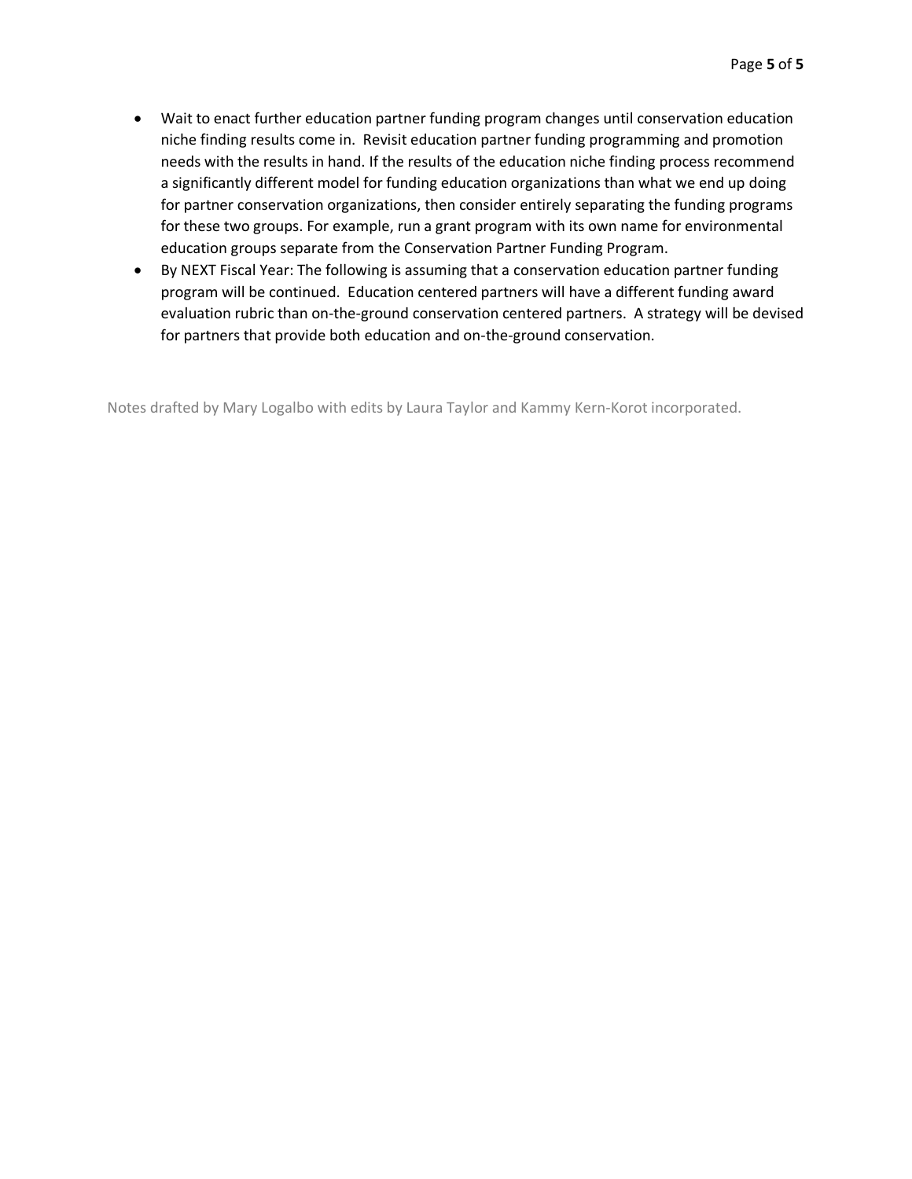- Wait to enact further education partner funding program changes until conservation education niche finding results come in. Revisit education partner funding programming and promotion needs with the results in hand. If the results of the education niche finding process recommend a significantly different model for funding education organizations than what we end up doing for partner conservation organizations, then consider entirely separating the funding programs for these two groups. For example, run a grant program with its own name for environmental education groups separate from the Conservation Partner Funding Program.
- By NEXT Fiscal Year: The following is assuming that a conservation education partner funding program will be continued. Education centered partners will have a different funding award evaluation rubric than on-the-ground conservation centered partners. A strategy will be devised for partners that provide both education and on-the-ground conservation.

Notes drafted by Mary Logalbo with edits by Laura Taylor and Kammy Kern-Korot incorporated.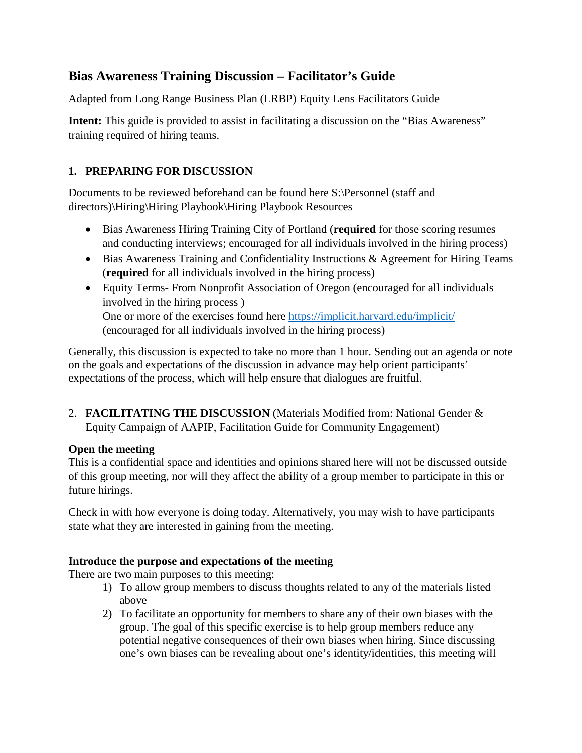## Bias Awareness Training Discussion – Facilitator's Guide

Adapted from Long Range Business Plan (LRBP) Equity Lens Facilitators Guide

**Intent:** This guide is provided to assist in facilitating a discussion on the "Bias Awareness" training required of hiring teams.

### 1. PREPARING FOR DISCUSSION

Documents to be reviewed beforehand can be found here S:\Personnel (staff and directors)\Hiring\Hiring Playbook\Hiring Playbook Resources

- Bias Awareness Hiring Training City of Portland (**required** for those scoring resumes and conducting interviews; encouraged for all individuals involved in the hiring process)
- Bias Awareness Training and Confidentiality Instructions & Agreement for Hiring Teams (**required** for all individuals involved in the hiring process)
- Equity Terms- From Nonprofit Association of Oregon (encouraged for all individuals involved in the hiring process )
  One or more of the exercises found here https://implicit.harvard.edu/implicit/ (encouraged for all individuals involved in the hiring process)

Generally, this discussion is expected to take no more than 1 hour. Sending out an agenda or note on the goals and expectations of the discussion in advance may help orient participants' expectations of the process, which will help ensure that dialogues are fruitful.

### 2. **FACILITATING THE DISCUSSION** (Materials Modified from: National Gender & Equity Campaign of AAPIP, Facilitation Guide for Community Engagement)

**Open the meeting**
This is a confidential space and identities and opinions shared here will not be discussed outside of this group meeting, nor will they affect the ability of a group member to participate in this or future hirings.

Check in with how everyone is doing today. Alternatively, you may wish to have participants state what they are interested in gaining from the meeting.

**Introduce the purpose and expectations of the meeting**
There are two main purposes to this meeting:

1) To allow group members to discuss thoughts related to any of the materials listed above
2) To facilitate an opportunity for members to share any of their own biases with the group. The goal of this specific exercise is to help group members reduce any potential negative consequences of their own biases when hiring. Since discussing one's own biases can be revealing about one's identity/identities, this meeting will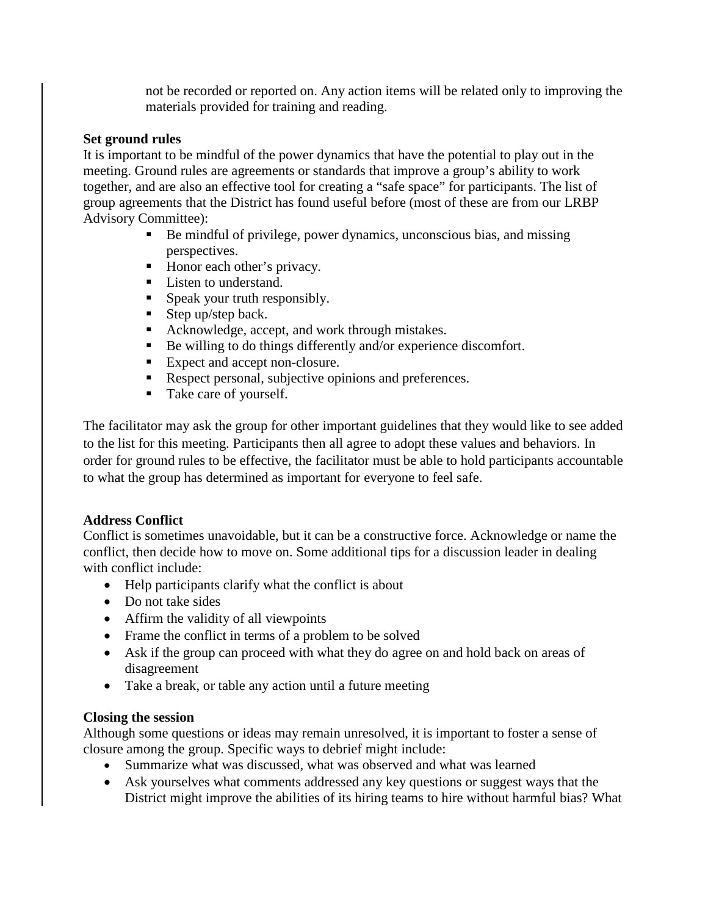not be recorded or reported on. Any action items will be related only to improving the materials provided for training and reading.

**Set ground rules**

It is important to be mindful of the power dynamics that have the potential to play out in the meeting. Ground rules are agreements or standards that improve a group's ability to work together, and are also an effective tool for creating a "safe space" for participants. The list of group agreements that the District has found useful before (most of these are from our LRBP Advisory Committee):

- Be mindful of privilege, power dynamics, unconscious bias, and missing perspectives.
- Honor each other's privacy.
- Listen to understand.
- Speak your truth responsibly.
- Step up/step back.
- Acknowledge, accept, and work through mistakes.
- Be willing to do things differently and/or experience discomfort.
- Expect and accept non-closure.
- Respect personal, subjective opinions and preferences.
- Take care of yourself.

The facilitator may ask the group for other important guidelines that they would like to see added to the list for this meeting. Participants then all agree to adopt these values and behaviors. In order for ground rules to be effective, the facilitator must be able to hold participants accountable to what the group has determined as important for everyone to feel safe.

**Address Conflict**

Conflict is sometimes unavoidable, but it can be a constructive force. Acknowledge or name the conflict, then decide how to move on. Some additional tips for a discussion leader in dealing with conflict include:

- Help participants clarify what the conflict is about
- Do not take sides
- Affirm the validity of all viewpoints
- Frame the conflict in terms of a problem to be solved
- Ask if the group can proceed with what they do agree on and hold back on areas of disagreement
- Take a break, or table any action until a future meeting

**Closing the session**

Although some questions or ideas may remain unresolved, it is important to foster a sense of closure among the group. Specific ways to debrief might include:

- Summarize what was discussed, what was observed and what was learned
- Ask yourselves what comments addressed any key questions or suggest ways that the District might improve the abilities of its hiring teams to hire without harmful bias? What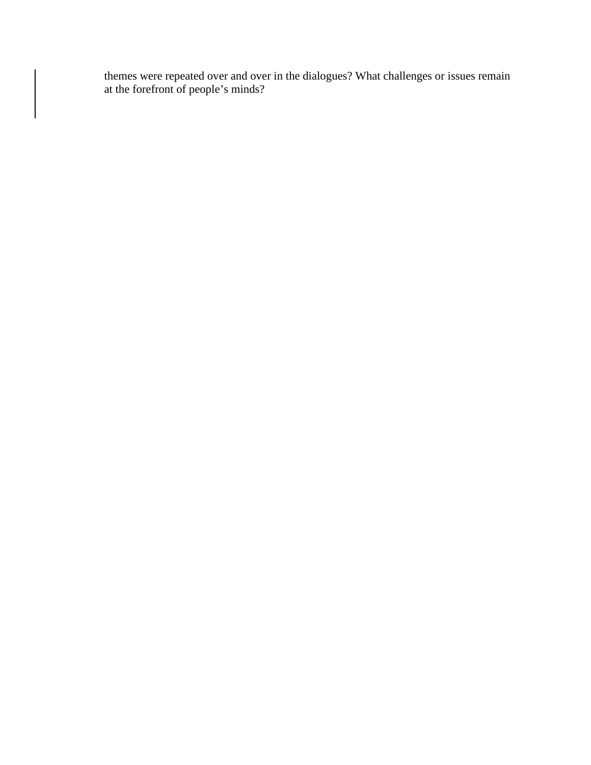themes were repeated over and over in the dialogues? What challenges or issues remain at the forefront of people's minds?